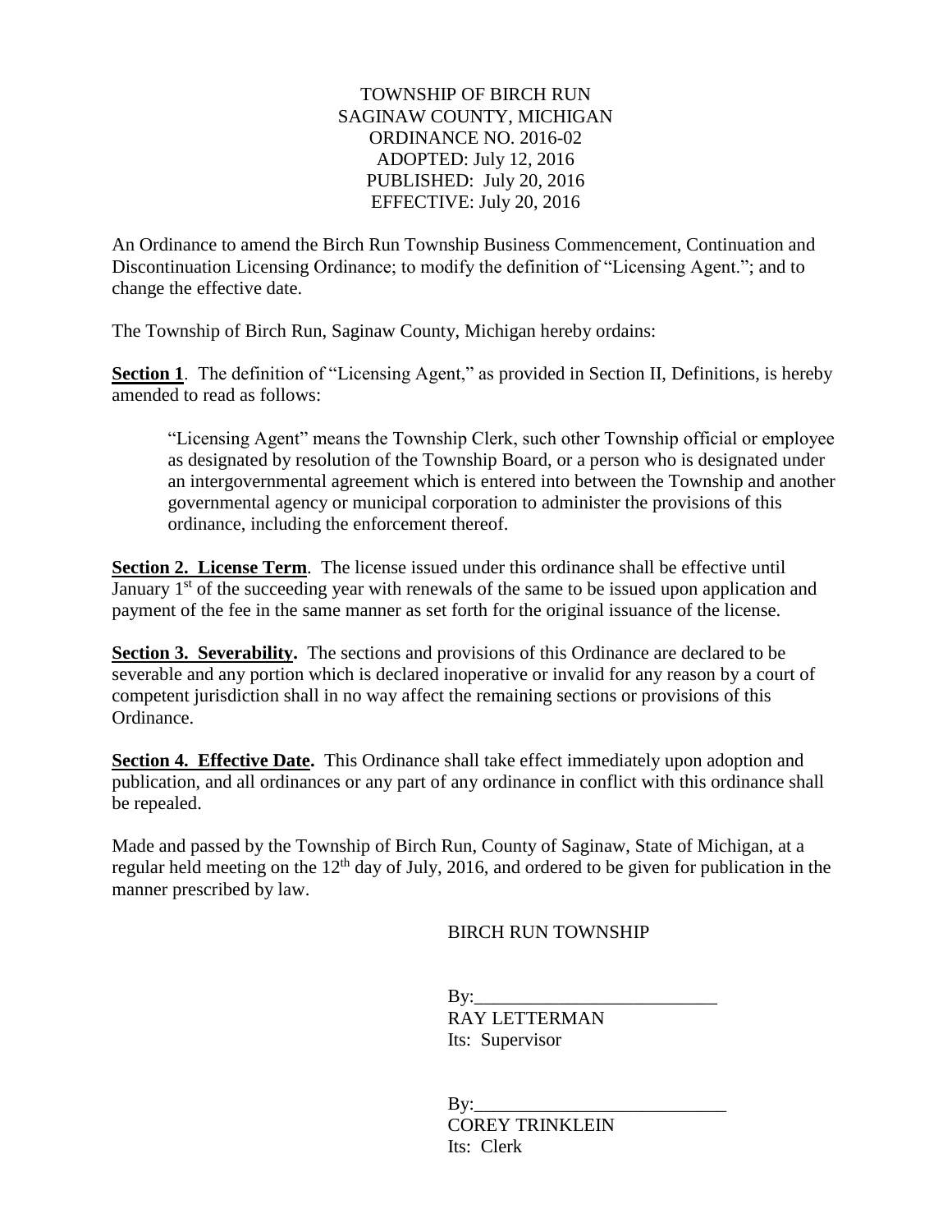TOWNSHIP OF BIRCH RUN
SAGINAW COUNTY, MICHIGAN
ORDINANCE NO. 2016-02
ADOPTED: July 12, 2016
PUBLISHED: July 20, 2016
EFFECTIVE: July 20, 2016

An Ordinance to amend the Birch Run Township Business Commencement, Continuation and Discontinuation Licensing Ordinance; to modify the definition of "Licensing Agent."; and to change the effective date.

The Township of Birch Run, Saginaw County, Michigan hereby ordains:

**Section 1**. The definition of "Licensing Agent," as provided in Section II, Definitions, is hereby amended to read as follows:

> "Licensing Agent" means the Township Clerk, such other Township official or employee as designated by resolution of the Township Board, or a person who is designated under an intergovernmental agreement which is entered into between the Township and another governmental agency or municipal corporation to administer the provisions of this ordinance, including the enforcement thereof.

**Section 2. License Term**. The license issued under this ordinance shall be effective until January 1st of the succeeding year with renewals of the same to be issued upon application and payment of the fee in the same manner as set forth for the original issuance of the license.

**Section 3. Severability.** The sections and provisions of this Ordinance are declared to be severable and any portion which is declared inoperative or invalid for any reason by a court of competent jurisdiction shall in no way affect the remaining sections or provisions of this Ordinance.

**Section 4. Effective Date.** This Ordinance shall take effect immediately upon adoption and publication, and all ordinances or any part of any ordinance in conflict with this ordinance shall be repealed.

Made and passed by the Township of Birch Run, County of Saginaw, State of Michigan, at a regular held meeting on the 12th day of July, 2016, and ordered to be given for publication in the manner prescribed by law.

BIRCH RUN TOWNSHIP

By:\_\_\_\_\_\_\_\_\_\_\_\_\_\_\_\_\_\_\_\_\_\_\_\_\_\_
RAY LETTERMAN
Its: Supervisor

By:\_\_\_\_\_\_\_\_\_\_\_\_\_\_\_\_\_\_\_\_\_\_\_\_\_\_
COREY TRINKLEIN
Its: Clerk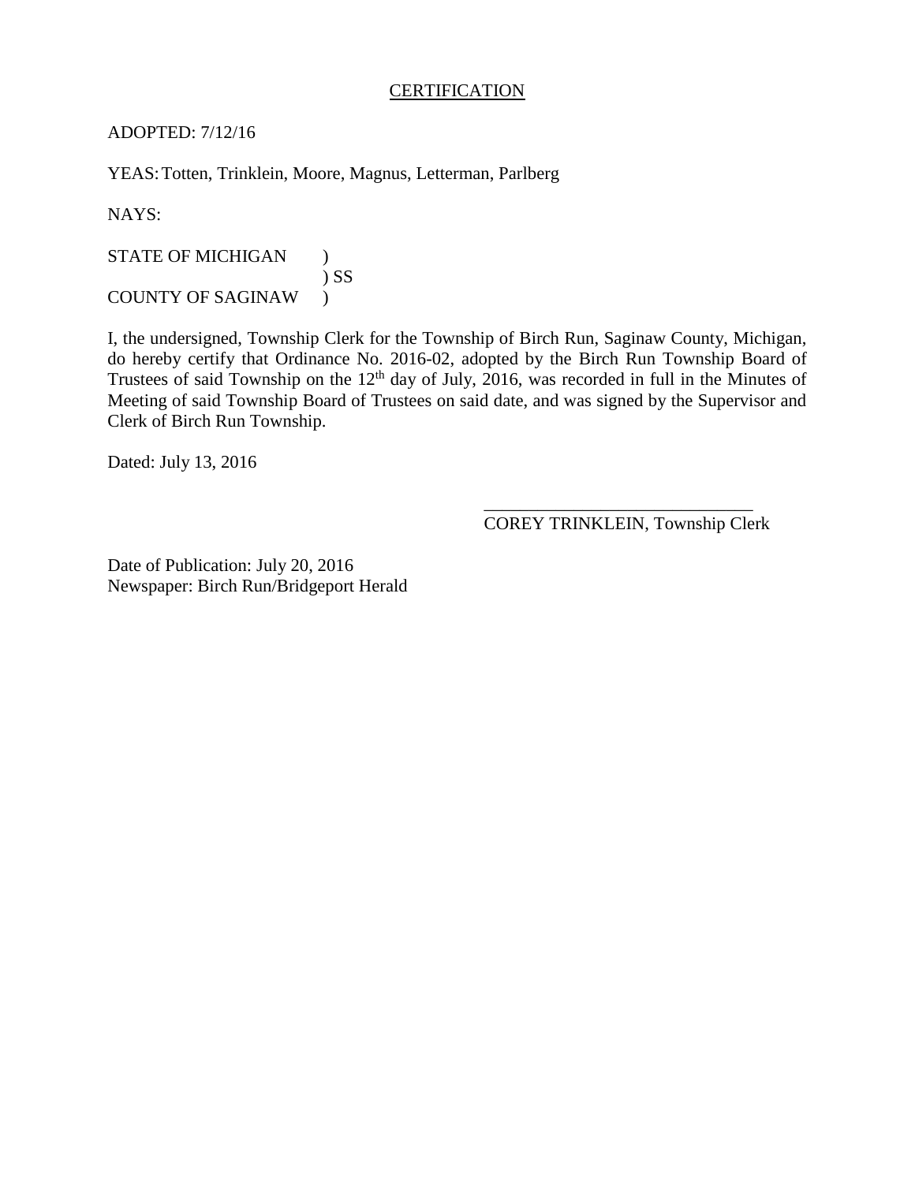CERTIFICATION

ADOPTED: 7/12/16

YEAS: Totten, Trinklein, Moore, Magnus, Letterman, Parlberg

NAYS:

STATE OF MICHIGAN )
) SS
COUNTY OF SAGINAW )

I, the undersigned, Township Clerk for the Township of Birch Run, Saginaw County, Michigan, do hereby certify that Ordinance No. 2016-02, adopted by the Birch Run Township Board of Trustees of said Township on the 12th day of July, 2016, was recorded in full in the Minutes of Meeting of said Township Board of Trustees on said date, and was signed by the Supervisor and Clerk of Birch Run Township.

Dated: July 13, 2016

\_\_\_\_\_\_\_\_\_\_\_\_\_\_\_\_\_\_\_\_\_\_\_\_\_\_\_\_\_\_
COREY TRINKLEIN, Township Clerk

Date of Publication: July 20, 2016
Newspaper: Birch Run/Bridgeport Herald